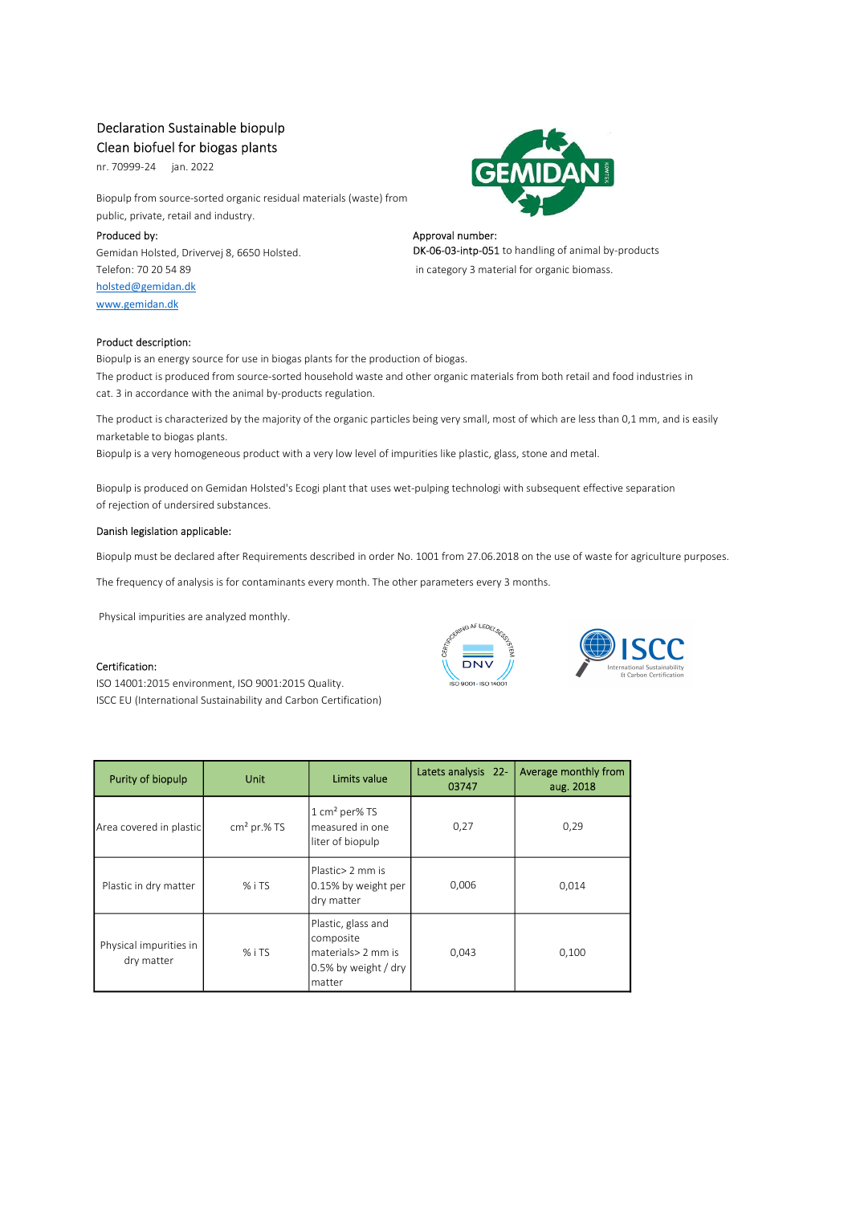# Declaration Sustainable biopulp

## Clean biofuel for biogas plants

nr. 70999-24 jan. 2022

Biopulp from source-sorted organic residual materials (waste) from public, private, retail and industry.

**Produced by:**
Gemidan Holsted, Drivervej 8, 6650 Holsted.
Telefon: 70 20 54 89
holsted@gemidan.dk
www.gemidan.dk

**Approval number:**
DK-06-03-intp-051 to handling of animal by-products in category 3 material for organic biomass.

### Product description:

Biopulp is an energy source for use in biogas plants for the production of biogas.
The product is produced from source-sorted household waste and other organic materials from both retail and food industries in cat. 3 in accordance with the animal by-products regulation.

The product is characterized by the majority of the organic particles being very small, most of which are less than 0,1 mm, and is easily marketable to biogas plants.
Biopulp is a very homogeneous product with a very low level of impurities like plastic, glass, stone and metal.

Biopulp is produced on Gemidan Holsted's Ecogi plant that uses wet-pulping technologi with subsequent effective separation of rejection of undersired substances.

### Danish legislation applicable:

Biopulp must be declared after Requirements described in order No. 1001 from 27.06.2018 on the use of waste for agriculture purposes.

The frequency of analysis is for contaminants every month. The other parameters every 3 months.

Physical impurities are analyzed monthly.

### Certification:

ISO 14001:2015 environment, ISO 9001:2015 Quality.
ISCC EU (International Sustainability and Carbon Certification)

| Purity of biopulp | Unit | Limits value | Latets analysis 22-03747 | Average monthly from aug. 2018 |
|---|---|---|---|---|
| Area covered in plastic | $cm^2$ pr.% TS | 1 $cm^2$ per% TS measured in one liter of biopulp | 0,27 | 0,29 |
| Plastic in dry matter | % i TS | Plastic> 2 mm is 0.15% by weight per dry matter | 0,006 | 0,014 |
| Physical impurities in dry matter | % i TS | Plastic, glass and composite materials> 2 mm is 0.5% by weight / dry matter | 0,043 | 0,100 |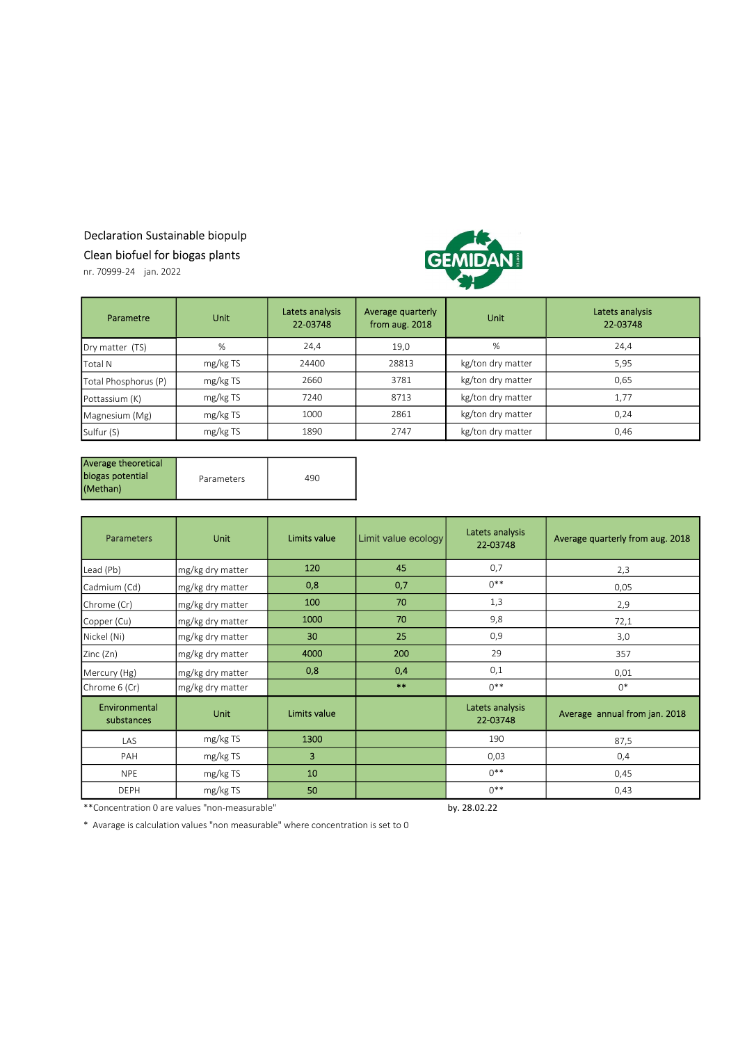Declaration Sustainable biopulp

Clean biofuel for biogas plants

nr. 70999-24 jan. 2022

GEMIDAN

| Parametre | Unit | Latets analysis 22-03748 | Average quarterly from aug. 2018 | Unit | Latets analysis 22-03748 |
|---|---|---|---|---|---|
| Dry matter (TS) | % | 24,4 | 19,0 | % | 24,4 |
| Total N | mg/kg TS | 24400 | 28813 | kg/ton dry matter | 5,95 |
| Total Phosphorus (P) | mg/kg TS | 2660 | 3781 | kg/ton dry matter | 0,65 |
| Pottassium (K) | mg/kg TS | 7240 | 8713 | kg/ton dry matter | 1,77 |
| Magnesium (Mg) | mg/kg TS | 1000 | 2861 | kg/ton dry matter | 0,24 |
| Sulfur (S) | mg/kg TS | 1890 | 2747 | kg/ton dry matter | 0,46 |

| | | |
|---|---|---|
| Average theoretical biogas potential (Methan) | Parameters | 490 |

| Parameters | Unit | Limits value | Limit value ecology | Latets analysis 22-03748 | Average quarterly from aug. 2018 |
|---|---|---|---|---|---|
| Lead (Pb) | mg/kg dry matter | 120 | 45 | 0,7 | 2,3 |
| Cadmium (Cd) | mg/kg dry matter | 0,8 | 0,7 | 0** | 0,05 |
| Chrome (Cr) | mg/kg dry matter | 100 | 70 | 1,3 | 2,9 |
| Copper (Cu) | mg/kg dry matter | 1000 | 70 | 9,8 | 72,1 |
| Nickel (Ni) | mg/kg dry matter | 30 | 25 | 0,9 | 3,0 |
| Zinc (Zn) | mg/kg dry matter | 4000 | 200 | 29 | 357 |
| Mercury (Hg) | mg/kg dry matter | 0,8 | 0,4 | 0,1 | 0,01 |
| Chrome 6 (Cr) | mg/kg dry matter | | ** | 0** | 0* |
| **Environmental substances** | **Unit** | **Limits value** | | **Latets analysis 22-03748** | **Average annual from jan. 2018** |
| LAS | mg/kg TS | 1300 | | 190 | 87,5 |
| PAH | mg/kg TS | 3 | | 0,03 | 0,4 |
| NPE | mg/kg TS | 10 | | 0** | 0,45 |
| DEPH | mg/kg TS | 50 | | 0** | 0,43 |

**Concentration 0 are values "non-measurable"

by. 28.02.22

* Avarage is calculation values "non measurable" where concentration is set to 0